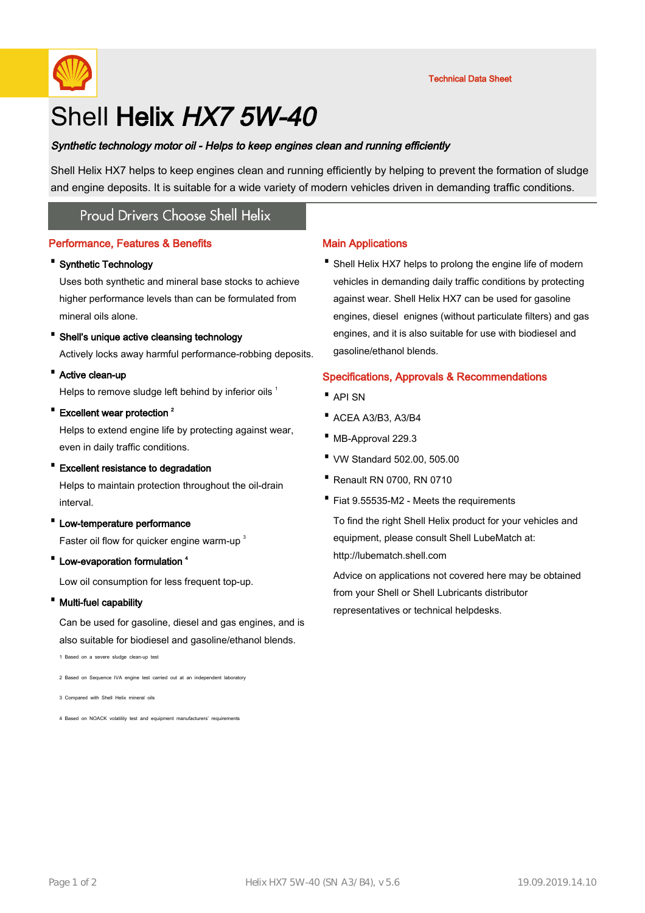Technical Data Sheet

# Shell **Helix** *HX7 5W-40*

***Synthetic technology motor oil - Helps to keep engines clean and running efficiently***

Shell Helix HX7 helps to keep engines clean and running efficiently by helping to prevent the formation of sludge and engine deposits. It is suitable for a wide variety of modern vehicles driven in demanding traffic conditions.

Proud Drivers Choose Shell Helix

## Performance, Features & Benefits

- **Synthetic Technology**

  Uses both synthetic and mineral base stocks to achieve higher performance levels than can be formulated from mineral oils alone.

- **Shell's unique active cleansing technology**

  Actively locks away harmful performance-robbing deposits.

- **Active clean-up**

  Helps to remove sludge left behind by inferior oils [1]

- **Excellent wear protection [2]**

  Helps to extend engine life by protecting against wear, even in daily traffic conditions.

- **Excellent resistance to degradation**

  Helps to maintain protection throughout the oil-drain interval.

- **Low-temperature performance**

  Faster oil flow for quicker engine warm-up [3]

- **Low-evaporation formulation [4]**

  Low oil consumption for less frequent top-up.

- **Multi-fuel capability**

  Can be used for gasoline, diesel and gas engines, and is also suitable for biodiesel and gasoline/ethanol blends.

1 Based on a severe sludge clean-up test

2 Based on Sequence IVA engine test carried out at an independent laboratory

3 Compared with Shell Helix mineral oils

4 Based on NOACK volatility test and equipment manufacturers' requirements

## Main Applications

- Shell Helix HX7 helps to prolong the engine life of modern vehicles in demanding daily traffic conditions by protecting against wear. Shell Helix HX7 can be used for gasoline engines, diesel enignes (without particulate filters) and gas engines, and it is also suitable for use with biodiesel and gasoline/ethanol blends.

## Specifications, Approvals & Recommendations

- API SN
- ACEA A3/B3, A3/B4
- MB-Approval 229.3
- VW Standard 502.00, 505.00
- Renault RN 0700, RN 0710
- Fiat 9.55535-M2 - Meets the requirements

  To find the right Shell Helix product for your vehicles and equipment, please consult Shell LubeMatch at: http://lubematch.shell.com

  Advice on applications not covered here may be obtained from your Shell or Shell Lubricants distributor representatives or technical helpdesks.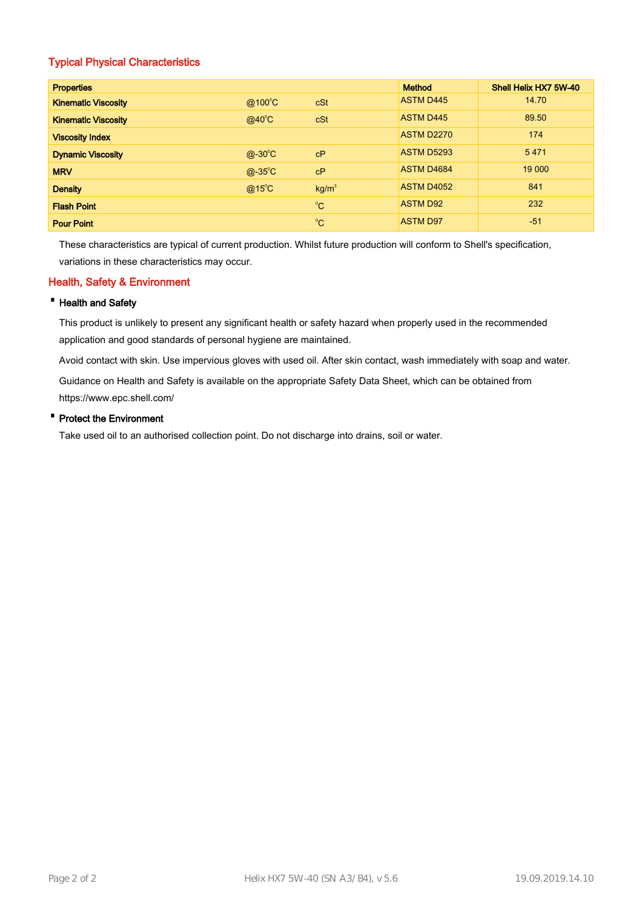## Typical Physical Characteristics

| Properties | | | Method | Shell Helix HX7 5W-40 |
|---|---|---|---|---|
| **Kinematic Viscosity** | @100°C | cSt | ASTM D445 | 14.70 |
| **Kinematic Viscosity** | @40°C | cSt | ASTM D445 | 89.50 |
| **Viscosity Index** | | | ASTM D2270 | 174 |
| **Dynamic Viscosity** | @-30°C | cP | ASTM D5293 | 5 471 |
| **MRV** | @-35°C | cP | ASTM D4684 | 19 000 |
| **Density** | @15°C | kg/m³ | ASTM D4052 | 841 |
| **Flash Point** | | °C | ASTM D92 | 232 |
| **Pour Point** | | °C | ASTM D97 | -51 |

These characteristics are typical of current production. Whilst future production will conform to Shell's specification, variations in these characteristics may occur.

## Health, Safety & Environment

- **Health and Safety**

This product is unlikely to present any significant health or safety hazard when properly used in the recommended application and good standards of personal hygiene are maintained.

Avoid contact with skin. Use impervious gloves with used oil. After skin contact, wash immediately with soap and water.

Guidance on Health and Safety is available on the appropriate Safety Data Sheet, which can be obtained from https://www.epc.shell.com/

- **Protect the Environment**

Take used oil to an authorised collection point. Do not discharge into drains, soil or water.